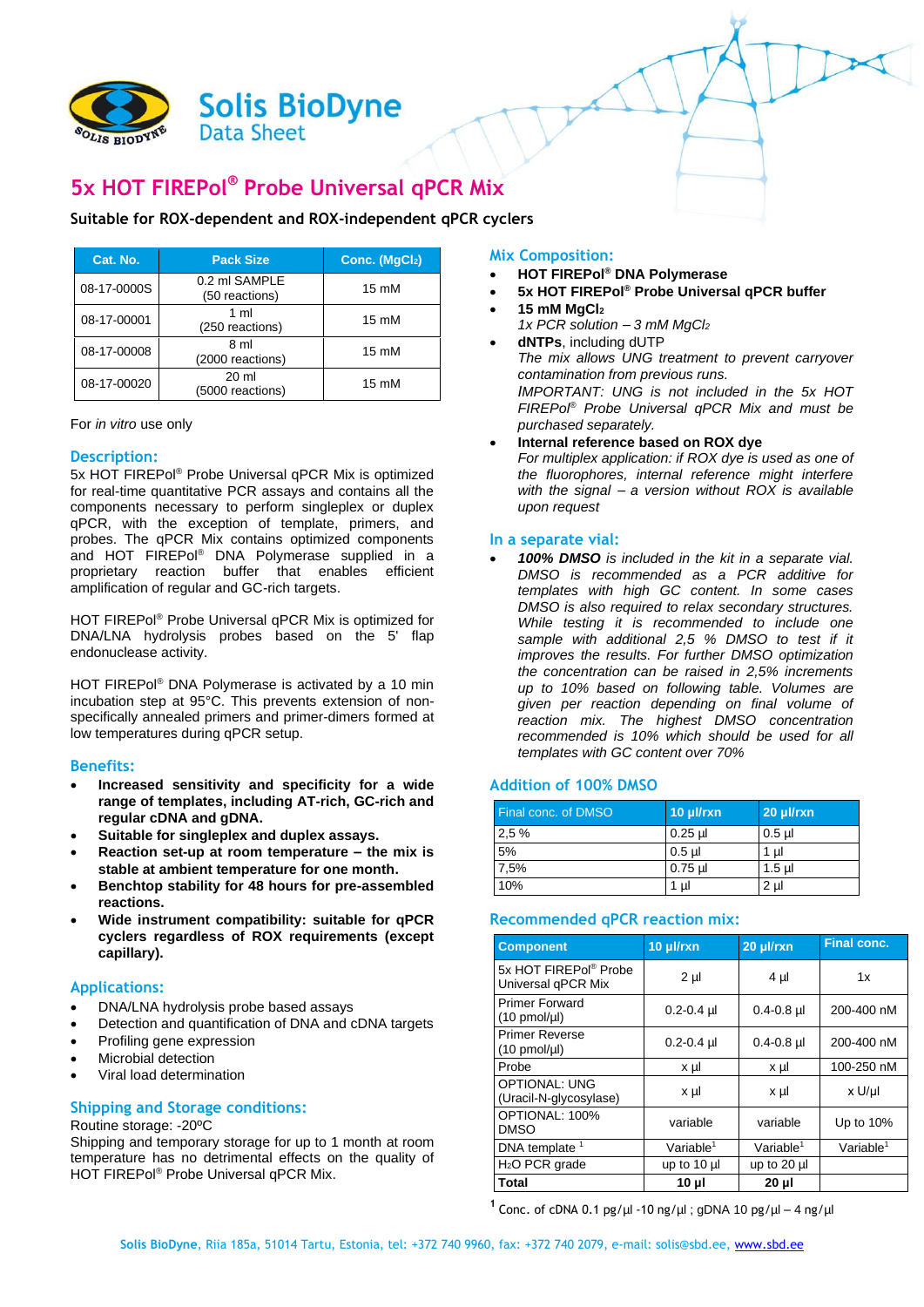Solis BioDyne
Data Sheet

# 5x HOT FIREPol® Probe Universal qPCR Mix

**Suitable for ROX-dependent and ROX-independent qPCR cyclers**

| Cat. No. | Pack Size | Conc. ($MgCl_2$) |
|---|---|---|
| 08-17-0000S | 0.2 ml SAMPLE (50 reactions) | 15 mM |
| 08-17-00001 | 1 ml (250 reactions) | 15 mM |
| 08-17-00008 | 8 ml (2000 reactions) | 15 mM |
| 08-17-00020 | 20 ml (5000 reactions) | 15 mM |

For *in vitro* use only

## Description:

5x HOT FIREPol® Probe Universal qPCR Mix is optimized for real-time quantitative PCR assays and contains all the components necessary to perform singleplex or duplex qPCR, with the exception of template, primers, and probes. The qPCR Mix contains optimized components and HOT FIREPol® DNA Polymerase supplied in a proprietary reaction buffer that enables efficient amplification of regular and GC-rich targets.

HOT FIREPol® Probe Universal qPCR Mix is optimized for DNA/LNA hydrolysis probes based on the 5' flap endonuclease activity.

HOT FIREPol® DNA Polymerase is activated by a 10 min incubation step at 95°C. This prevents extension of non-specifically annealed primers and primer-dimers formed at low temperatures during qPCR setup.

## Benefits:

- **Increased sensitivity and specificity for a wide range of templates, including AT-rich, GC-rich and regular cDNA and gDNA.**
- **Suitable for singleplex and duplex assays.**
- **Reaction set-up at room temperature – the mix is stable at ambient temperature for one month.**
- **Benchtop stability for 48 hours for pre-assembled reactions.**
- **Wide instrument compatibility: suitable for qPCR cyclers regardless of ROX requirements (except capillary).**

## Applications:

- DNA/LNA hydrolysis probe based assays
- Detection and quantification of DNA and cDNA targets
- Profiling gene expression
- Microbial detection
- Viral load determination

## Shipping and Storage conditions:

Routine storage: -20ºC
Shipping and temporary storage for up to 1 month at room temperature has no detrimental effects on the quality of HOT FIREPol® Probe Universal qPCR Mix.

## Mix Composition:

- **HOT FIREPol® DNA Polymerase**
- **5x HOT FIREPol® Probe Universal qPCR buffer**
- **15 mM $MgCl_2$**
  *1x PCR solution – 3 mM $MgCl_2$*
- **dNTPs**, including dUTP
  *The mix allows UNG treatment to prevent carryover contamination from previous runs.*
  *IMPORTANT: UNG is not included in the 5x HOT FIREPol® Probe Universal qPCR Mix and must be purchased separately.*
- **Internal reference based on ROX dye**
  *For multiplex application: if ROX dye is used as one of the fluorophores, internal reference might interfere with the signal – a version without ROX is available upon request*

## In a separate vial:

- ***100% DMSO*** *is included in the kit in a separate vial. DMSO is recommended as a PCR additive for templates with high GC content. In some cases DMSO is also required to relax secondary structures. While testing it is recommended to include one sample with additional 2,5 % DMSO to test if it improves the results. For further DMSO optimization the concentration can be raised in 2,5% increments up to 10% based on following table. Volumes are given per reaction depending on final volume of reaction mix. The highest DMSO concentration recommended is 10% which should be used for all templates with GC content over 70%*

## Addition of 100% DMSO

| Final conc. of DMSO | 10 µl/rxn | 20 µl/rxn |
|---|---|---|
| 2,5 % | 0.25 µl | 0.5 µl |
| 5% | 0.5 µl | 1 µl |
| 7,5% | 0.75 µl | 1.5 µl |
| 10% | 1 µl | 2 µl |

## Recommended qPCR reaction mix:

| Component | 10 µl/rxn | 20 µl/rxn | Final conc. |
|---|---|---|---|
| 5x HOT FIREPol® Probe Universal qPCR Mix | 2 µl | 4 µl | 1x |
| Primer Forward (10 pmol/µl) | 0.2-0.4 µl | 0.4-0.8 µl | 200-400 nM |
| Primer Reverse (10 pmol/µl) | 0.2-0.4 µl | 0.4-0.8 µl | 200-400 nM |
| Probe | x µl | x µl | 100-250 nM |
| OPTIONAL: UNG (Uracil-N-glycosylase) | x µl | x µl | x U/µl |
| OPTIONAL: 100% DMSO | variable | variable | Up to 10% |
| DNA template [1] | Variable[1] | Variable[1] | Variable[1] |
| $H_2O$ PCR grade | up to 10 µl | up to 20 µl | |
| **Total** | **10 µl** | **20 µl** | |

[1] Conc. of cDNA 0.1 pg/µl -10 ng/µl ; gDNA 10 pg/µl – 4 ng/µl

**Solis BioDyne**, Riia 185a, 51014 Tartu, Estonia, tel: +372 740 9960, fax: +372 740 2079, e-mail: solis@sbd.ee, www.sbd.ee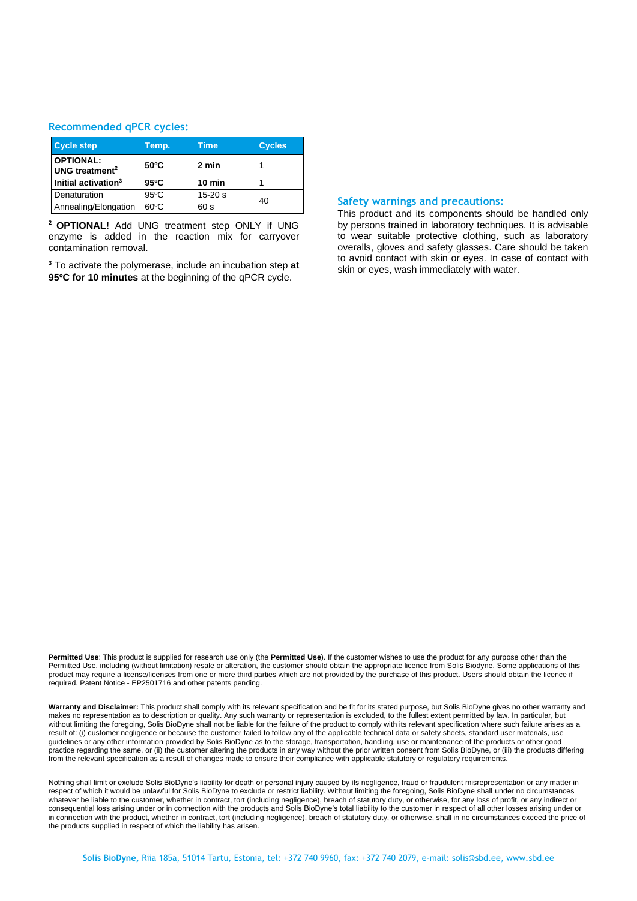## Recommended qPCR cycles:

| Cycle step | Temp. | Time | Cycles |
|---|---|---|---|
| **OPTIONAL: UNG treatment**[2] | **50ºC** | **2 min** | 1 |
| **Initial activation**[3] | **95ºC** | **10 min** | 1 |
| Denaturation | 95ºC | 15-20 s | 40 |
| Annealing/Elongation | 60ºC | 60 s | |

[2] **OPTIONAL!** Add UNG treatment step ONLY if UNG enzyme is added in the reaction mix for carryover contamination removal.

[3] To activate the polymerase, include an incubation step **at 95ºC for 10 minutes** at the beginning of the qPCR cycle.

## Safety warnings and precautions:

This product and its components should be handled only by persons trained in laboratory techniques. It is advisable to wear suitable protective clothing, such as laboratory overalls, gloves and safety glasses. Care should be taken to avoid contact with skin or eyes. In case of contact with skin or eyes, wash immediately with water.

**Permitted Use**: This product is supplied for research use only (the **Permitted Use**). If the customer wishes to use the product for any purpose other than the Permitted Use, including (without limitation) resale or alteration, the customer should obtain the appropriate licence from Solis Biodyne. Some applications of this product may require a license/licenses from one or more third parties which are not provided by the purchase of this product. Users should obtain the licence if required. Patent Notice - EP2501716 and other patents pending.

**Warranty and Disclaimer:** This product shall comply with its relevant specification and be fit for its stated purpose, but Solis BioDyne gives no other warranty and makes no representation as to description or quality. Any such warranty or representation is excluded, to the fullest extent permitted by law. In particular, but without limiting the foregoing, Solis BioDyne shall not be liable for the failure of the product to comply with its relevant specification where such failure arises as a result of: (i) customer negligence or because the customer failed to follow any of the applicable technical data or safety sheets, standard user materials, use guidelines or any other information provided by Solis BioDyne as to the storage, transportation, handling, use or maintenance of the products or other good practice regarding the same, or (ii) the customer altering the products in any way without the prior written consent from Solis BioDyne, or (iii) the products differing from the relevant specification as a result of changes made to ensure their compliance with applicable statutory or regulatory requirements.

Nothing shall limit or exclude Solis BioDyne's liability for death or personal injury caused by its negligence, fraud or fraudulent misrepresentation or any matter in respect of which it would be unlawful for Solis BioDyne to exclude or restrict liability. Without limiting the foregoing, Solis BioDyne shall under no circumstances whatever be liable to the customer, whether in contract, tort (including negligence), breach of statutory duty, or otherwise, for any loss of profit, or any indirect or consequential loss arising under or in connection with the products and Solis BioDyne's total liability to the customer in respect of all other losses arising under or in connection with the product, whether in contract, tort (including negligence), breach of statutory duty, or otherwise, shall in no circumstances exceed the price of the products supplied in respect of which the liability has arisen.

**Solis BioDyne,** Riia 185a, 51014 Tartu, Estonia, tel: +372 740 9960, fax: +372 740 2079, e-mail: solis@sbd.ee, www.sbd.ee